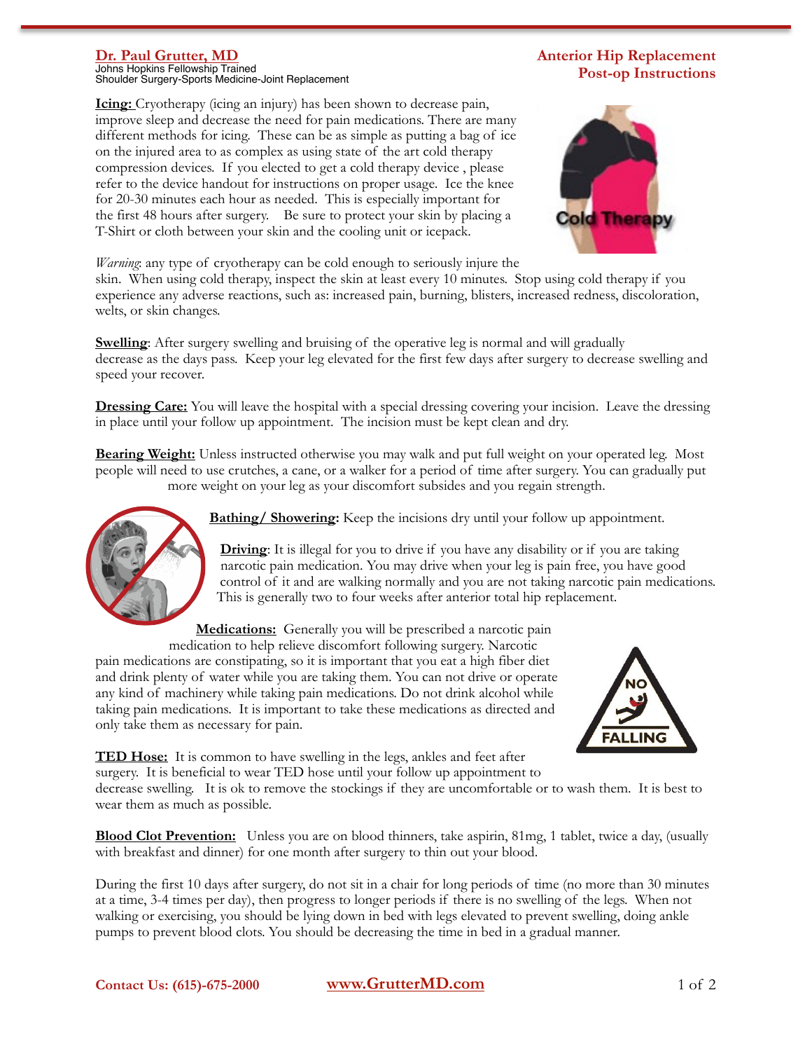**Dr. Paul Grutter, MD**
Johns Hopkins Fellowship Trained
Shoulder Surgery-Sports Medicine-Joint Replacement

# Anterior Hip Replacement Post-op Instructions

**Icing:** Cryotherapy (icing an injury) has been shown to decrease pain, improve sleep and decrease the need for pain medications. There are many different methods for icing. These can be as simple as putting a bag of ice on the injured area to as complex as using state of the art cold therapy compression devices. If you elected to get a cold therapy device , please refer to the device handout for instructions on proper usage. Ice the knee for 20-30 minutes each hour as needed. This is especially important for the first 48 hours after surgery. Be sure to protect your skin by placing a T-Shirt or cloth between your skin and the cooling unit or icepack.

*Warning*: any type of cryotherapy can be cold enough to seriously injure the skin. When using cold therapy, inspect the skin at least every 10 minutes. Stop using cold therapy if you experience any adverse reactions, such as: increased pain, burning, blisters, increased redness, discoloration, welts, or skin changes.

**Swelling**: After surgery swelling and bruising of the operative leg is normal and will gradually decrease as the days pass. Keep your leg elevated for the first few days after surgery to decrease swelling and speed your recover.

**Dressing Care:** You will leave the hospital with a special dressing covering your incision. Leave the dressing in place until your follow up appointment. The incision must be kept clean and dry.

**Bearing Weight:** Unless instructed otherwise you may walk and put full weight on your operated leg. Most people will need to use crutches, a cane, or a walker for a period of time after surgery. You can gradually put more weight on your leg as your discomfort subsides and you regain strength.

**Bathing/ Showering:** Keep the incisions dry until your follow up appointment.

**Driving**: It is illegal for you to drive if you have any disability or if you are taking narcotic pain medication. You may drive when your leg is pain free, you have good control of it and are walking normally and you are not taking narcotic pain medications. This is generally two to four weeks after anterior total hip replacement.

**Medications:** Generally you will be prescribed a narcotic pain medication to help relieve discomfort following surgery. Narcotic pain medications are constipating, so it is important that you eat a high fiber diet and drink plenty of water while you are taking them. You can not drive or operate any kind of machinery while taking pain medications. Do not drink alcohol while taking pain medications. It is important to take these medications as directed and only take them as necessary for pain.

**TED Hose:** It is common to have swelling in the legs, ankles and feet after surgery. It is beneficial to wear TED hose until your follow up appointment to decrease swelling. It is ok to remove the stockings if they are uncomfortable or to wash them. It is best to wear them as much as possible.

**Blood Clot Prevention:** Unless you are on blood thinners, take aspirin, 81mg, 1 tablet, twice a day, (usually with breakfast and dinner) for one month after surgery to thin out your blood.

During the first 10 days after surgery, do not sit in a chair for long periods of time (no more than 30 minutes at a time, 3-4 times per day), then progress to longer periods if there is no swelling of the legs. When not walking or exercising, you should be lying down in bed with legs elevated to prevent swelling, doing ankle pumps to prevent blood clots. You should be decreasing the time in bed in a gradual manner.

**Contact Us: (615)-675-2000** www.GrutterMD.com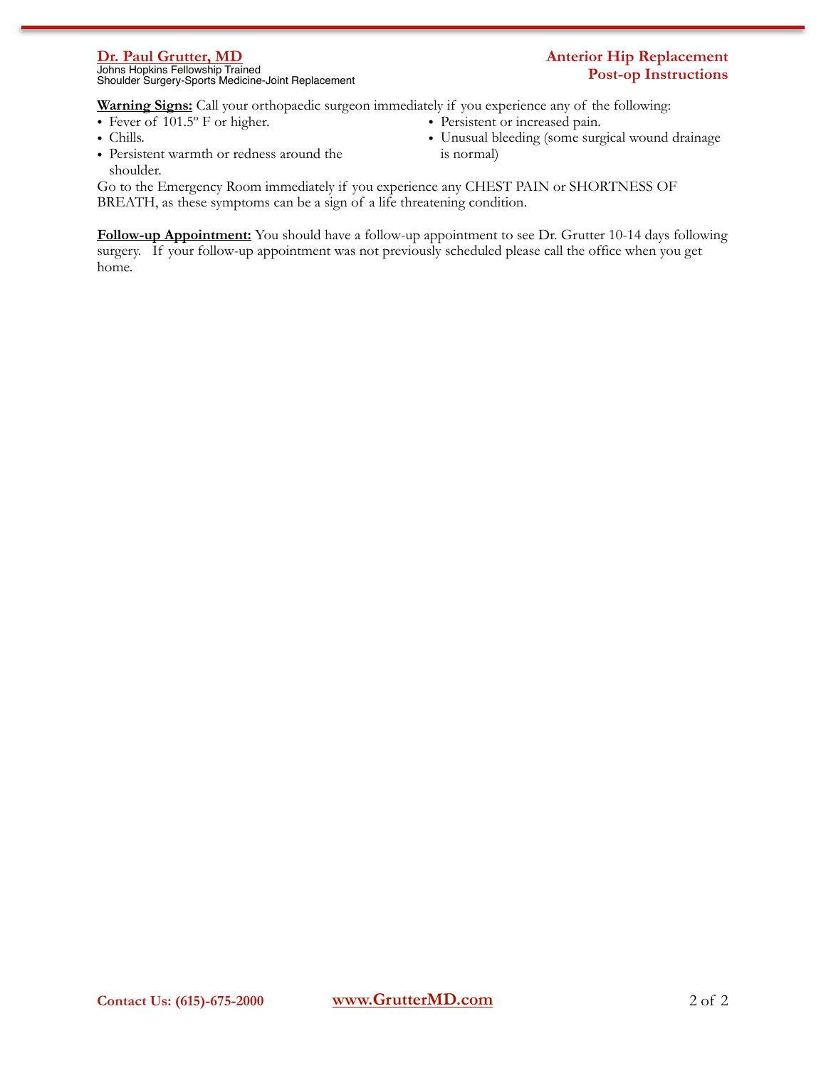**Warning Signs:** Call your orthopaedic surgeon immediately if you experience any of the following:

- Fever of 101.5º F or higher.
- Chills.
- Persistent warmth or redness around the shoulder.
- Persistent or increased pain.
- Unusual bleeding (some surgical wound drainage is normal)

Go to the Emergency Room immediately if you experience any CHEST PAIN or SHORTNESS OF BREATH, as these symptoms can be a sign of a life threatening condition.

**Follow-up Appointment:** You should have a follow-up appointment to see Dr. Grutter 10-14 days following surgery. If your follow-up appointment was not previously scheduled please call the office when you get home.